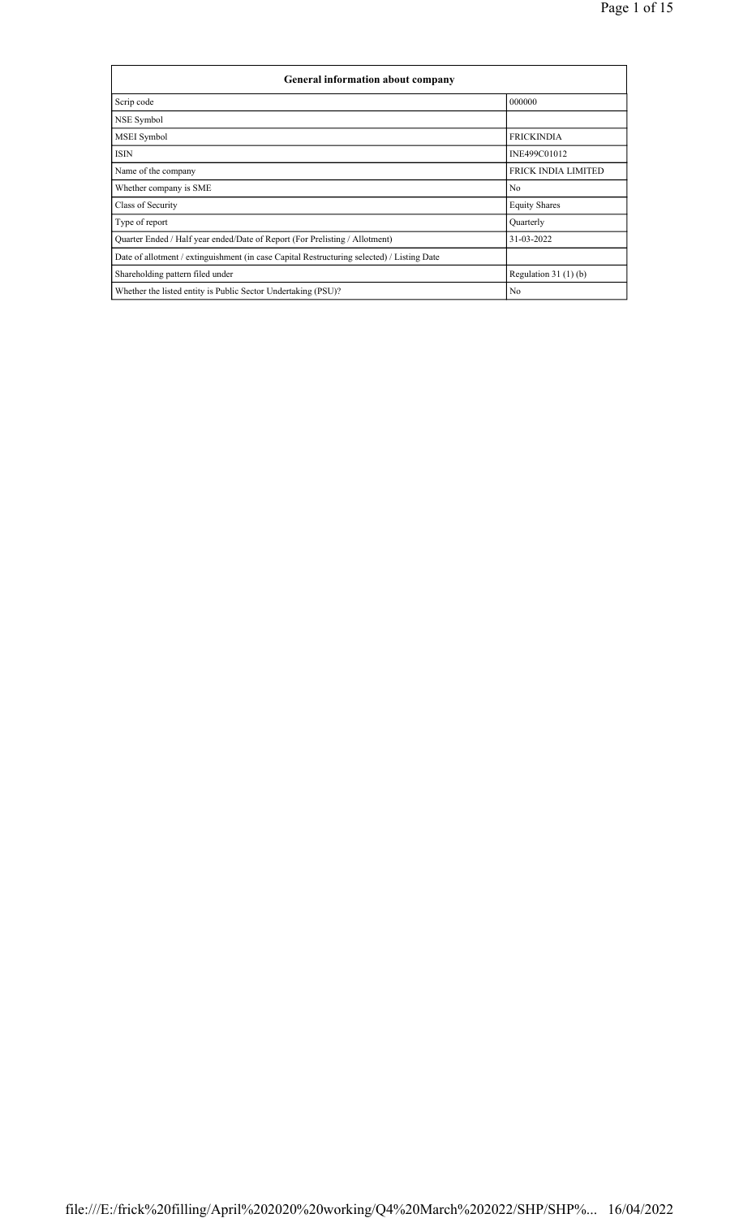| General information about company | |
|---|---|
| Scrip code | 000000 |
| NSE Symbol | |
| MSEI Symbol | FRICKINDIA |
| ISIN | INE499C01012 |
| Name of the company | FRICK INDIA LIMITED |
| Whether company is SME | No |
| Class of Security | Equity Shares |
| Type of report | Quarterly |
| Quarter Ended / Half year ended/Date of Report (For Prelisting / Allotment) | 31-03-2022 |
| Date of allotment / extinguishment (in case Capital Restructuring selected) / Listing Date | |
| Shareholding pattern filed under | Regulation 31 (1) (b) |
| Whether the listed entity is Public Sector Undertaking (PSU)? | No |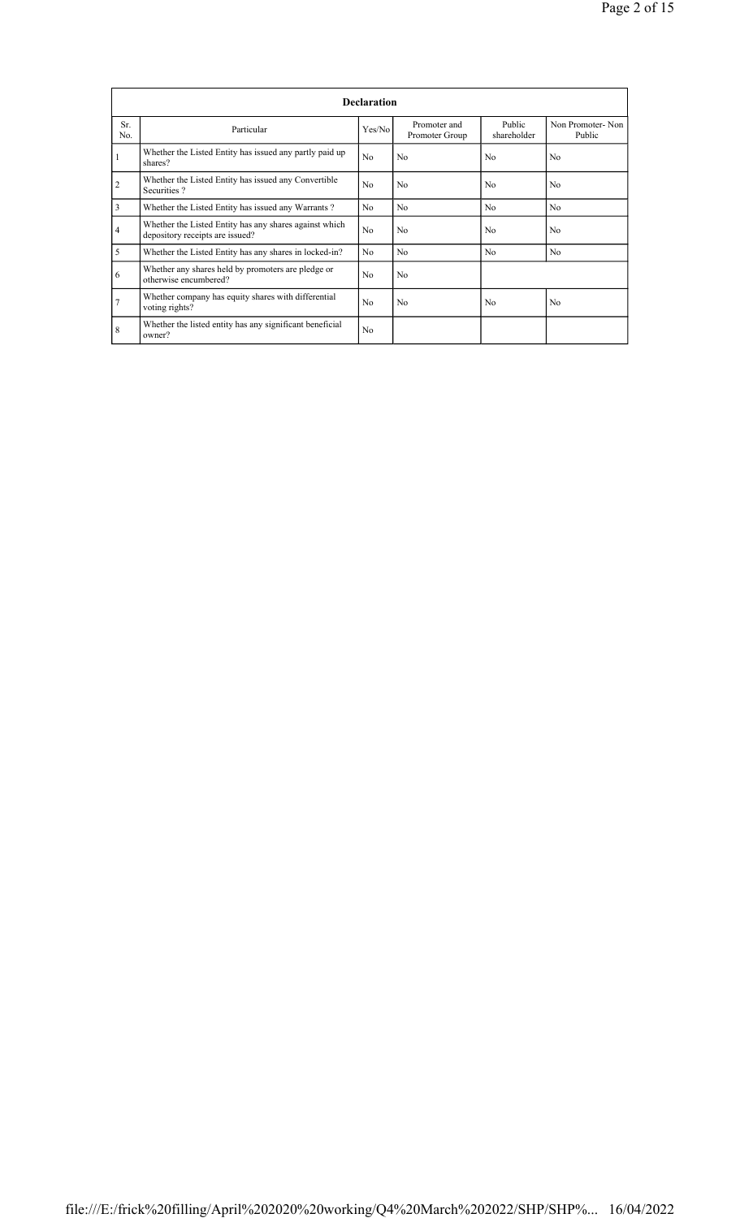| Declaration | | | | | |
|---|---|---|---|---|---|
| Sr. No. | Particular | Yes/No | Promoter and Promoter Group | Public shareholder | Non Promoter- Non Public |
| 1 | Whether the Listed Entity has issued any partly paid up shares? | No | No | No | No |
| 2 | Whether the Listed Entity has issued any Convertible Securities ? | No | No | No | No |
| 3 | Whether the Listed Entity has issued any Warrants ? | No | No | No | No |
| 4 | Whether the Listed Entity has any shares against which depository receipts are issued? | No | No | No | No |
| 5 | Whether the Listed Entity has any shares in locked-in? | No | No | No | No |
| 6 | Whether any shares held by promoters are pledge or otherwise encumbered? | No | No | | |
| 7 | Whether company has equity shares with differential voting rights? | No | No | No | No |
| 8 | Whether the listed entity has any significant beneficial owner? | No | | | |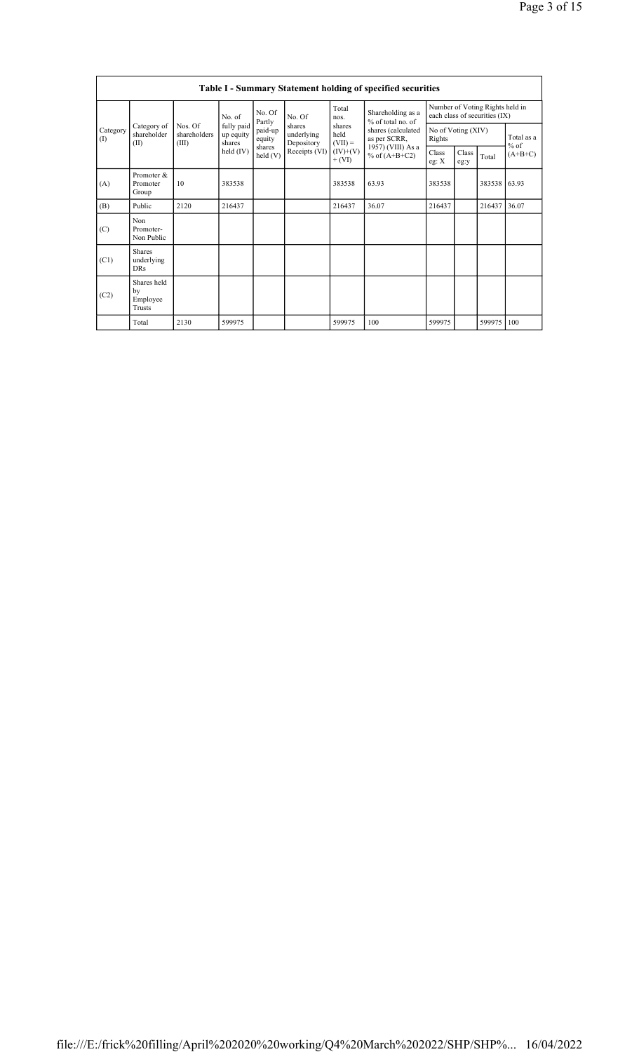## Table I - Summary Statement holding of specified securities

| Category (I) | Category of shareholder (II) | Nos. Of shareholders (III) | No. of fully paid up equity shares held (IV) | No. Of Partly paid-up equity shares held (V) | No. Of shares underlying Depository Receipts (VI) | Total nos. shares held (VII) = (IV)+(V)+ (VI) | Shareholding as a % of total no. of shares (calculated as per SCRR, 1957) (VIII) As a % of (A+B+C2) | Number of Voting Rights held in each class of securities (IX) | | | |
|---|---|---|---|---|---|---|---|---|---|---|---|
| | | | | | | | | No of Voting (XIV) Rights | | | Total as a % of (A+B+C) |
| | | | | | | | | Class eg: X | Class eg:y | Total | |
| (A) | Promoter & Promoter Group | 10 | 383538 | | | 383538 | 63.93 | 383538 | | 383538 | 63.93 |
| (B) | Public | 2120 | 216437 | | | 216437 | 36.07 | 216437 | | 216437 | 36.07 |
| (C) | Non Promoter- Non Public | | | | | | | | | | |
| (C1) | Shares underlying DRs | | | | | | | | | | |
| (C2) | Shares held by Employee Trusts | | | | | | | | | | |
| | Total | 2130 | 599975 | | | 599975 | 100 | 599975 | | 599975 | 100 |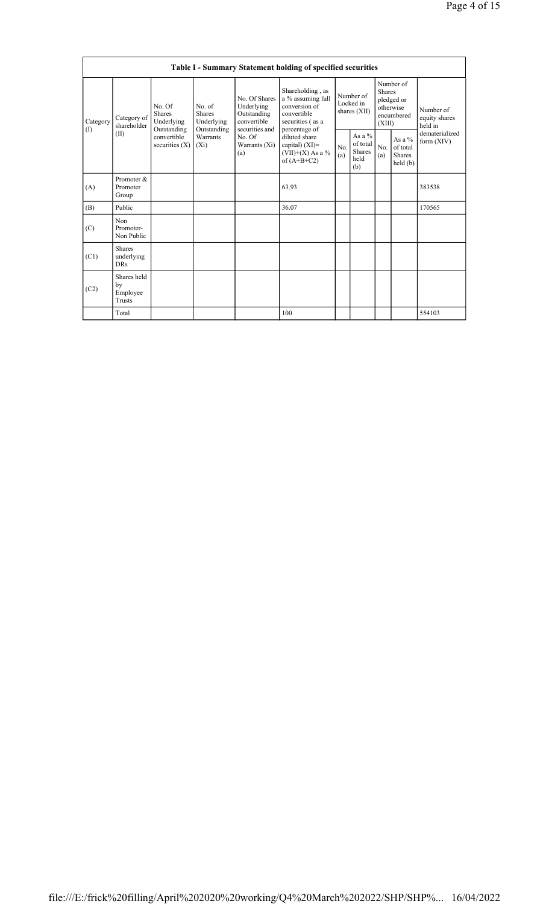| Table I - Summary Statement holding of specified securities | | | | | | | | | | | |
|---|---|---|---|---|---|---|---|---|---|---|---|
| Category (I) | Category of shareholder (II) | No. Of Shares Underlying Outstanding convertible securities (X) | No. of Shares Underlying Outstanding Warrants (Xi) | No. Of Shares Underlying Outstanding convertible securities and No. Of Warrants (Xi) (a) | Shareholding , as a % assuming full conversion of convertible securities ( as a percentage of diluted share capital) (XI)= (VII)+(X) As a % of (A+B+C2) | Number of Locked in shares (XII) | | Number of Shares pledged or otherwise encumbered (XIII) | | Number of equity shares held in dematerialized form (XIV) |
| | | | | | | No. (a) | As a % of total Shares held (b) | No. (a) | As a % of total Shares held (b) | |
| (A) | Promoter & Promoter Group | | | | 63.93 | | | | | 383538 |
| (B) | Public | | | | 36.07 | | | | | 170565 |
| (C) | Non Promoter- Non Public | | | | | | | | | |
| (C1) | Shares underlying DRs | | | | | | | | | |
| (C2) | Shares held by Employee Trusts | | | | | | | | | |
| | Total | | | | 100 | | | | | 554103 |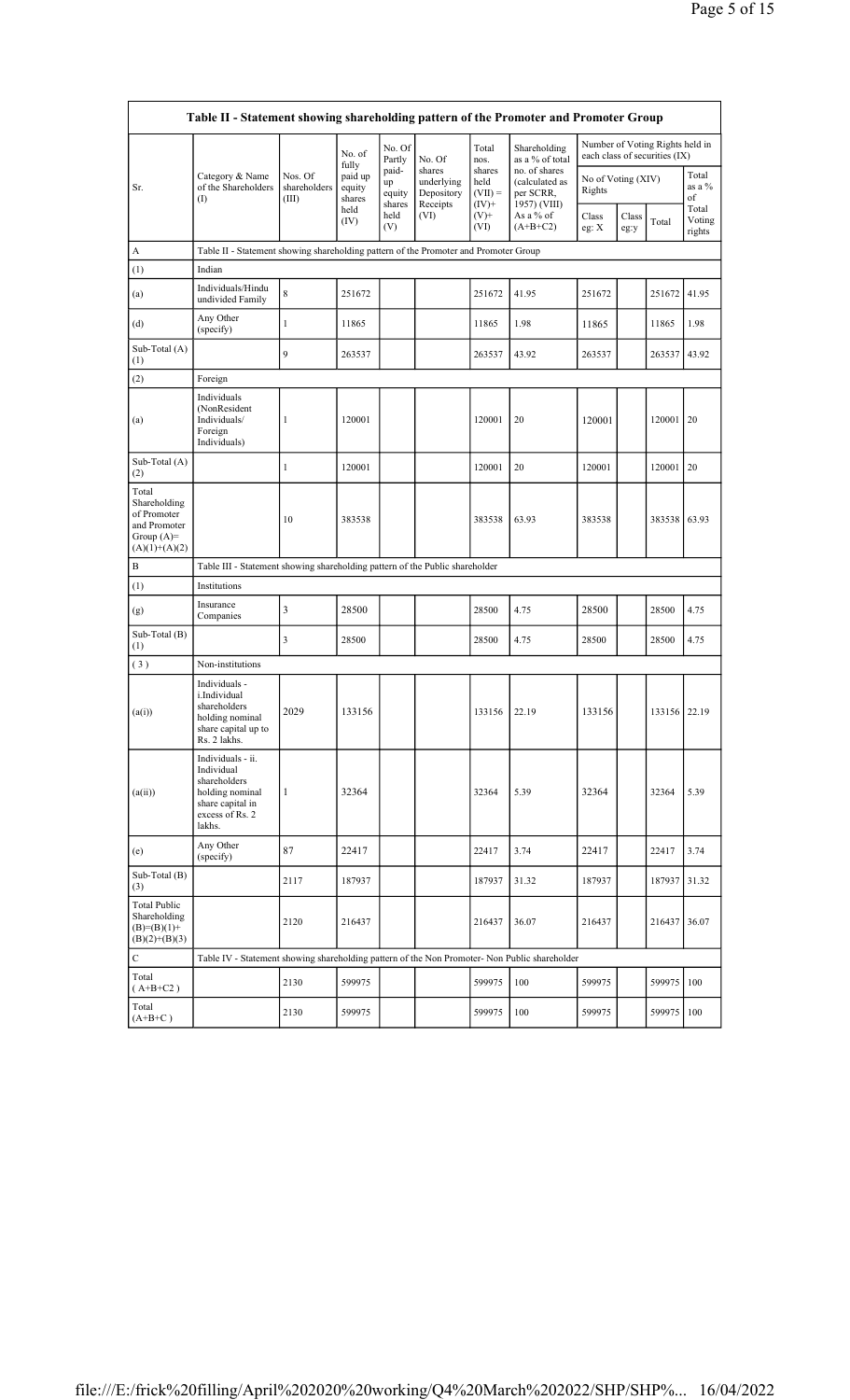## Table II - Statement showing shareholding pattern of the Promoter and Promoter Group

| Sr. | Category & Name of the Shareholders (I) | Nos. Of shareholders (III) | No. of fully paid up equity shares held (IV) | No. Of Partly paid-up equity shares held (V) | No. Of shares underlying Depository Receipts (VI) | Total nos. shares held (VII) = (IV)+ (V)+ (VI) | Shareholding as a % of total no. of shares (calculated as per SCRR, 1957) (VIII) As a % of (A+B+C2) | Number of Voting Rights held in each class of securities (IX) | | | |
|---|---|---|---|---|---|---|---|---|---|---|---|
| | | | | | | | | No of Voting (XIV) Rights | | | Total as a % of Total Voting rights |
| | | | | | | | | Class eg: X | Class eg:y | Total | |
| A | Table II - Statement showing shareholding pattern of the Promoter and Promoter Group | | | | | | | | | | |
| (1) | Indian | | | | | | | | | | |
| (a) | Individuals/Hindu undivided Family | 8 | 251672 | | | 251672 | 41.95 | 251672 | | 251672 | 41.95 |
| (d) | Any Other (specify) | 1 | 11865 | | | 11865 | 1.98 | 11865 | | 11865 | 1.98 |
| Sub-Total (A) (1) | | 9 | 263537 | | | 263537 | 43.92 | 263537 | | 263537 | 43.92 |
| (2) | Foreign | | | | | | | | | | |
| (a) | Individuals (NonResident Individuals/ Foreign Individuals) | 1 | 120001 | | | 120001 | 20 | 120001 | | 120001 | 20 |
| Sub-Total (A) (2) | | 1 | 120001 | | | 120001 | 20 | 120001 | | 120001 | 20 |
| Total Shareholding of Promoter and Promoter Group (A)= (A)(1)+(A)(2) | | 10 | 383538 | | | 383538 | 63.93 | 383538 | | 383538 | 63.93 |
| B | Table III - Statement showing shareholding pattern of the Public shareholder | | | | | | | | | | |
| (1) | Institutions | | | | | | | | | | |
| (g) | Insurance Companies | 3 | 28500 | | | 28500 | 4.75 | 28500 | | 28500 | 4.75 |
| Sub-Total (B) (1) | | 3 | 28500 | | | 28500 | 4.75 | 28500 | | 28500 | 4.75 |
| (3) | Non-institutions | | | | | | | | | | |
| (a(i)) | Individuals - i.Individual shareholders holding nominal share capital up to Rs. 2 lakhs. | 2029 | 133156 | | | 133156 | 22.19 | 133156 | | 133156 | 22.19 |
| (a(ii)) | Individuals - ii. Individual shareholders holding nominal share capital in excess of Rs. 2 lakhs. | 1 | 32364 | | | 32364 | 5.39 | 32364 | | 32364 | 5.39 |
| (e) | Any Other (specify) | 87 | 22417 | | | 22417 | 3.74 | 22417 | | 22417 | 3.74 |
| Sub-Total (B) (3) | | 2117 | 187937 | | | 187937 | 31.32 | 187937 | | 187937 | 31.32 |
| Total Public Shareholding (B)=(B)(1)+ (B)(2)+(B)(3) | | 2120 | 216437 | | | 216437 | 36.07 | 216437 | | 216437 | 36.07 |
| C | Table IV - Statement showing shareholding pattern of the Non Promoter- Non Public shareholder | | | | | | | | | | |
| Total ( A+B+C2 ) | | 2130 | 599975 | | | 599975 | 100 | 599975 | | 599975 | 100 |
| Total (A+B+C ) | | 2130 | 599975 | | | 599975 | 100 | 599975 | | 599975 | 100 |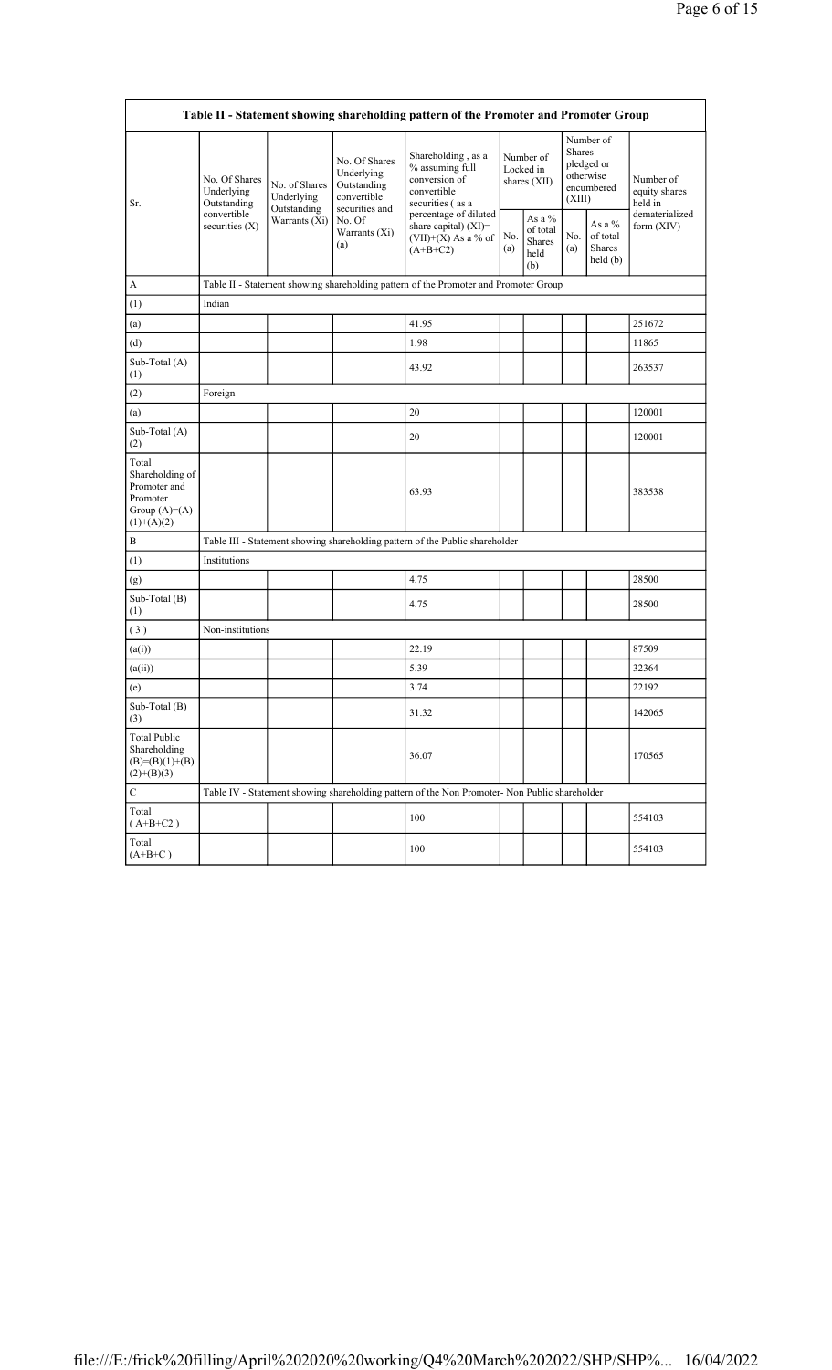| Table II - Statement showing shareholding pattern of the Promoter and Promoter Group | | | | | | | | | |
|---|---|---|---|---|---|---|---|---|---|
| Sr. | No. Of Shares Underlying Outstanding convertible securities (X) | No. of Shares Underlying Outstanding Warrants (Xi) | No. Of Shares Underlying Outstanding convertible securities and No. Of Warrants (Xi) (a) | Shareholding , as a % assuming full conversion of convertible securities ( as a percentage of diluted share capital) (XI)= (VII)+(X) As a % of (A+B+C2) | Number of Locked in shares (XII) | | Number of Shares pledged or otherwise encumbered (XIII) | | Number of equity shares held in dematerialized form (XIV) |
| | | | | | No. (a) | As a % of total Shares held (b) | No. (a) | As a % of total Shares held (b) | |
| A | Table II - Statement showing shareholding pattern of the Promoter and Promoter Group | | | | | | | | |
| (1) | Indian | | | | | | | | |
| (a) | | | | 41.95 | | | | | 251672 |
| (d) | | | | 1.98 | | | | | 11865 |
| Sub-Total (A) (1) | | | | 43.92 | | | | | 263537 |
| (2) | Foreign | | | | | | | | |
| (a) | | | | 20 | | | | | 120001 |
| Sub-Total (A) (2) | | | | 20 | | | | | 120001 |
| Total Shareholding of Promoter and Promoter Group (A)=(A)(1)+(A)(2) | | | | 63.93 | | | | | 383538 |
| B | Table III - Statement showing shareholding pattern of the Public shareholder | | | | | | | | |
| (1) | Institutions | | | | | | | | |
| (g) | | | | 4.75 | | | | | 28500 |
| Sub-Total (B) (1) | | | | 4.75 | | | | | 28500 |
| ( 3 ) | Non-institutions | | | | | | | | |
| (a(i)) | | | | 22.19 | | | | | 87509 |
| (a(ii)) | | | | 5.39 | | | | | 32364 |
| (e) | | | | 3.74 | | | | | 22192 |
| Sub-Total (B) (3) | | | | 31.32 | | | | | 142065 |
| Total Public Shareholding (B)=(B)(1)+(B)(2)+(B)(3) | | | | 36.07 | | | | | 170565 |
| C | Table IV - Statement showing shareholding pattern of the Non Promoter- Non Public shareholder | | | | | | | | |
| Total ( A+B+C2 ) | | | | 100 | | | | | 554103 |
| Total (A+B+C ) | | | | 100 | | | | | 554103 |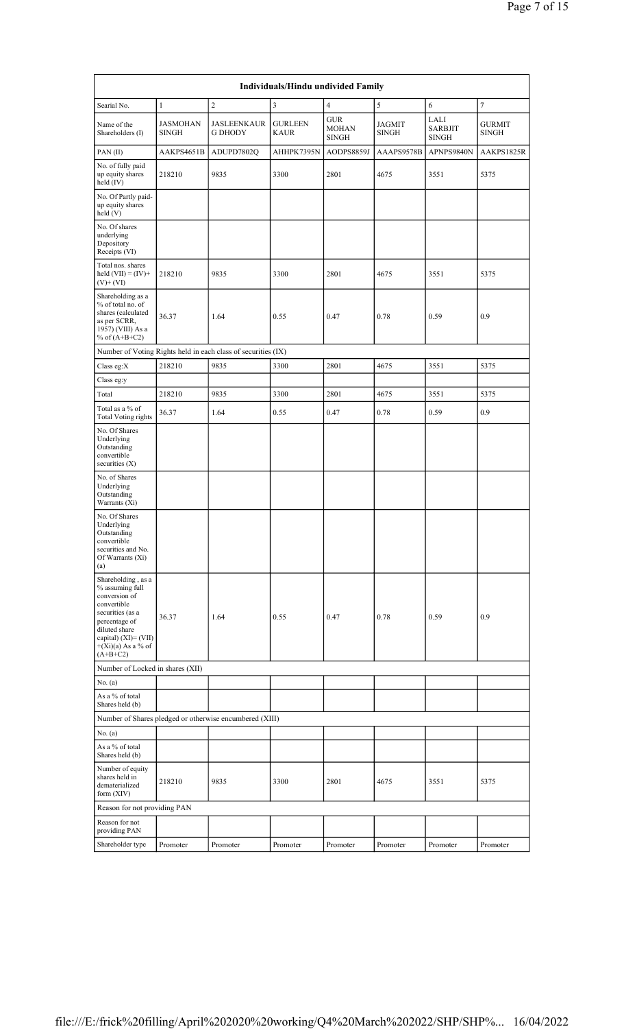| Individuals/Hindu undivided Family | | | | | | | |
|---|---|---|---|---|---|---|---|
| Searial No. | 1 | 2 | 3 | 4 | 5 | 6 | 7 |
| Name of the Shareholders (I) | JASMOHAN SINGH | JASLEENKAUR G DHODY | GURLEEN KAUR | GUR MOHAN SINGH | JAGMIT SINGH | LALI SARBJIT SINGH | GURMIT SINGH |
| PAN (II) | AAKPS4651B | ADUPD7802Q | AHHPK7395N | AODPS8859J | AAAPS9578B | APNPS9840N | AAKPS1825R |
| No. of fully paid up equity shares held (IV) | 218210 | 9835 | 3300 | 2801 | 4675 | 3551 | 5375 |
| No. Of Partly paid-up equity shares held (V) | | | | | | | |
| No. Of shares underlying Depository Receipts (VI) | | | | | | | |
| Total nos. shares held (VII) = (IV)+(V)+ (VI) | 218210 | 9835 | 3300 | 2801 | 4675 | 3551 | 5375 |
| Shareholding as a % of total no. of shares (calculated as per SCRR, 1957) (VIII) As a % of (A+B+C2) | 36.37 | 1.64 | 0.55 | 0.47 | 0.78 | 0.59 | 0.9 |
| Number of Voting Rights held in each class of securities (IX) | | | | | | | |
| Class eg:X | 218210 | 9835 | 3300 | 2801 | 4675 | 3551 | 5375 |
| Class eg:y | | | | | | | |
| Total | 218210 | 9835 | 3300 | 2801 | 4675 | 3551 | 5375 |
| Total as a % of Total Voting rights | 36.37 | 1.64 | 0.55 | 0.47 | 0.78 | 0.59 | 0.9 |
| No. Of Shares Underlying Outstanding convertible securities (X) | | | | | | | |
| No. of Shares Underlying Outstanding Warrants (Xi) | | | | | | | |
| No. Of Shares Underlying Outstanding convertible securities and No. Of Warrants (Xi) (a) | | | | | | | |
| Shareholding , as a % assuming full conversion of convertible securities (as a percentage of diluted share capital) (XI)= (VII)+(Xi)(a) As a % of (A+B+C2) | 36.37 | 1.64 | 0.55 | 0.47 | 0.78 | 0.59 | 0.9 |
| Number of Locked in shares (XII) | | | | | | | |
| No. (a) | | | | | | | |
| As a % of total Shares held (b) | | | | | | | |
| Number of Shares pledged or otherwise encumbered (XIII) | | | | | | | |
| No. (a) | | | | | | | |
| As a % of total Shares held (b) | | | | | | | |
| Number of equity shares held in dematerialized form (XIV) | 218210 | 9835 | 3300 | 2801 | 4675 | 3551 | 5375 |
| Reason for not providing PAN | | | | | | | |
| Reason for not providing PAN | | | | | | | |
| Shareholder type | Promoter | Promoter | Promoter | Promoter | Promoter | Promoter | Promoter |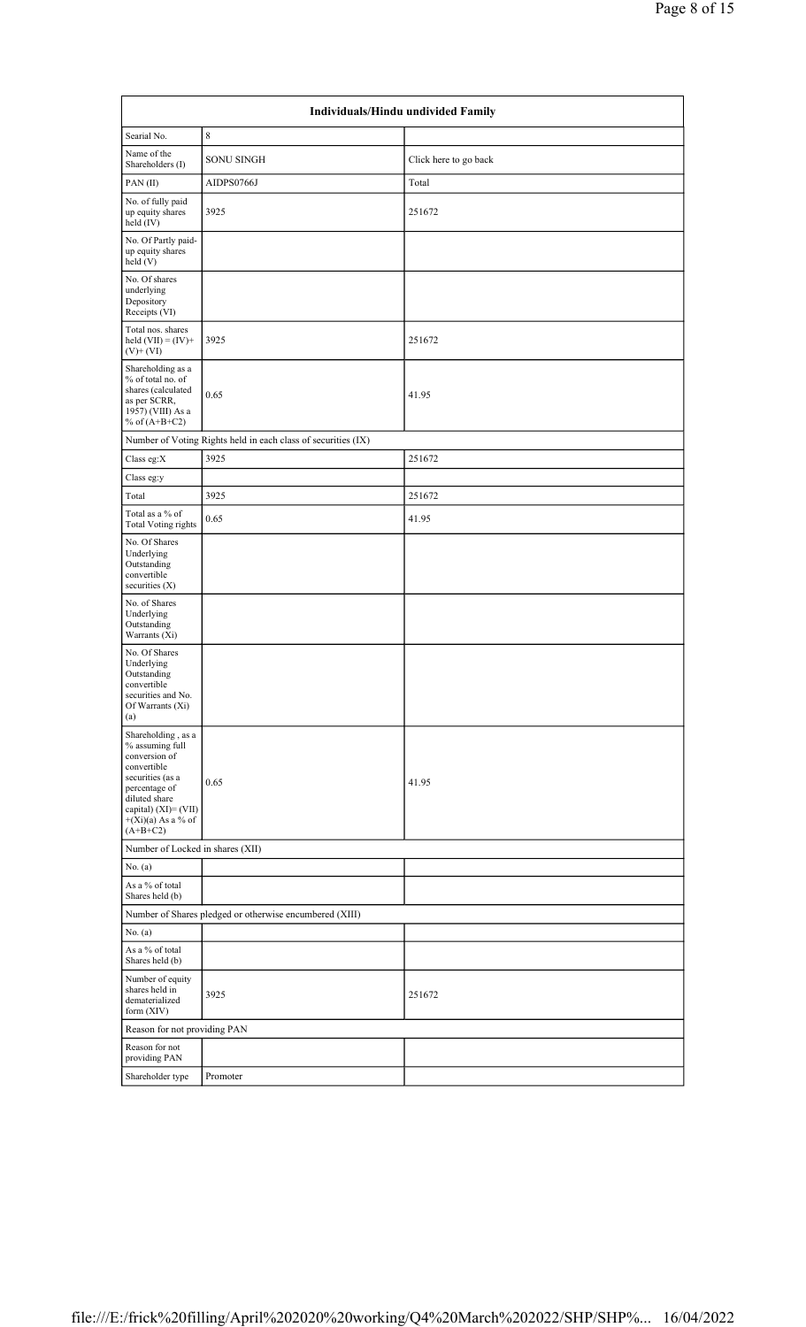| Individuals/Hindu undivided Family | | |
|---|---|---|
| Searial No. | 8 | |
| Name of the Shareholders (I) | SONU SINGH | Click here to go back |
| PAN (II) | AIDPS0766J | Total |
| No. of fully paid up equity shares held (IV) | 3925 | 251672 |
| No. Of Partly paid-up equity shares held (V) | | |
| No. Of shares underlying Depository Receipts (VI) | | |
| Total nos. shares held (VII) = (IV)+ (V)+ (VI) | 3925 | 251672 |
| Shareholding as a % of total no. of shares (calculated as per SCRR, 1957) (VIII) As a % of (A+B+C2) | 0.65 | 41.95 |
| Number of Voting Rights held in each class of securities (IX) | | |
| Class eg:X | 3925 | 251672 |
| Class eg:y | | |
| Total | 3925 | 251672 |
| Total as a % of Total Voting rights | 0.65 | 41.95 |
| No. Of Shares Underlying Outstanding convertible securities (X) | | |
| No. of Shares Underlying Outstanding Warrants (Xi) | | |
| No. Of Shares Underlying Outstanding convertible securities and No. Of Warrants (Xi) (a) | | |
| Shareholding , as a % assuming full conversion of convertible securities (as a percentage of diluted share capital) (XI)= (VII)+(Xi)(a) As a % of (A+B+C2) | 0.65 | 41.95 |
| Number of Locked in shares (XII) | | |
| No. (a) | | |
| As a % of total Shares held (b) | | |
| Number of Shares pledged or otherwise encumbered (XIII) | | |
| No. (a) | | |
| As a % of total Shares held (b) | | |
| Number of equity shares held in dematerialized form (XIV) | 3925 | 251672 |
| Reason for not providing PAN | | |
| Reason for not providing PAN | | |
| Shareholder type | Promoter | |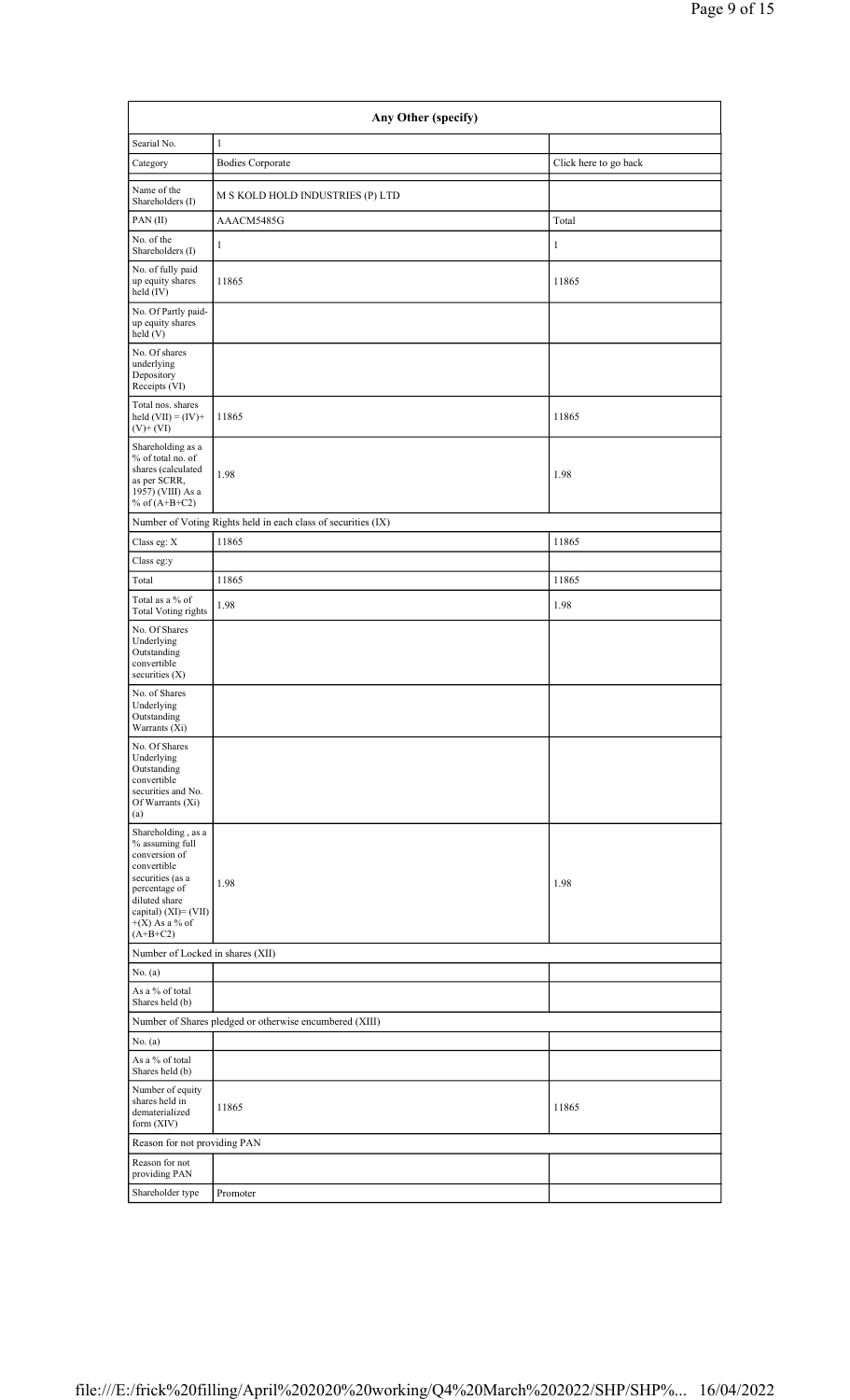| Any Other (specify) | | |
|---|---|---|
| Searial No. | 1 | |
| Category | Bodies Corporate | Click here to go back |
| Name of the Shareholders (I) | M S KOLD HOLD INDUSTRIES (P) LTD | |
| PAN (II) | AAACM5485G | Total |
| No. of the Shareholders (I) | 1 | 1 |
| No. of fully paid up equity shares held (IV) | 11865 | 11865 |
| No. Of Partly paid-up equity shares held (V) | | |
| No. Of shares underlying Depository Receipts (VI) | | |
| Total nos. shares held (VII) = (IV)+ (V)+ (VI) | 11865 | 11865 |
| Shareholding as a % of total no. of shares (calculated as per SCRR, 1957) (VIII) As a % of (A+B+C2) | 1.98 | 1.98 |
| Number of Voting Rights held in each class of securities (IX) | | |
| Class eg: X | 11865 | 11865 |
| Class eg:y | | |
| Total | 11865 | 11865 |
| Total as a % of Total Voting rights | 1.98 | 1.98 |
| No. Of Shares Underlying Outstanding convertible securities (X) | | |
| No. of Shares Underlying Outstanding Warrants (Xi) | | |
| No. Of Shares Underlying Outstanding convertible securities and No. Of Warrants (Xi) (a) | | |
| Shareholding , as a % assuming full conversion of convertible securities (as a percentage of diluted share capital) (XI)= (VII) +(X) As a % of (A+B+C2) | 1.98 | 1.98 |
| Number of Locked in shares (XII) | | |
| No. (a) | | |
| As a % of total Shares held (b) | | |
| Number of Shares pledged or otherwise encumbered (XIII) | | |
| No. (a) | | |
| As a % of total Shares held (b) | | |
| Number of equity shares held in dematerialized form (XIV) | 11865 | 11865 |
| Reason for not providing PAN | | |
| Reason for not providing PAN | | |
| Shareholder type | Promoter | |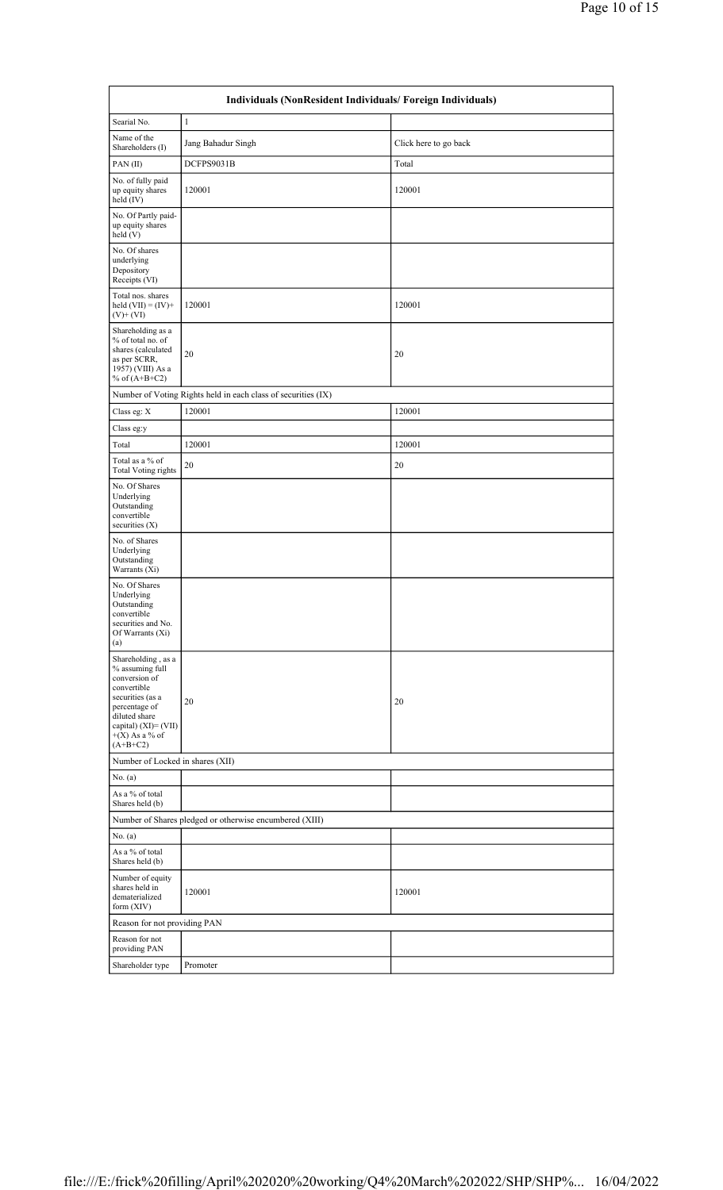| Individuals (NonResident Individuals/ Foreign Individuals) | | |
|---|---|---|
| Searial No. | 1 | |
| Name of the Shareholders (I) | Jang Bahadur Singh | Click here to go back |
| PAN (II) | DCFPS9031B | Total |
| No. of fully paid up equity shares held (IV) | 120001 | 120001 |
| No. Of Partly paid-up equity shares held (V) | | |
| No. Of shares underlying Depository Receipts (VI) | | |
| Total nos. shares held (VII) = (IV)+ (V)+ (VI) | 120001 | 120001 |
| Shareholding as a % of total no. of shares (calculated as per SCRR, 1957) (VIII) As a % of (A+B+C2) | 20 | 20 |
| Number of Voting Rights held in each class of securities (IX) | | |
| Class eg: X | 120001 | 120001 |
| Class eg:y | | |
| Total | 120001 | 120001 |
| Total as a % of Total Voting rights | 20 | 20 |
| No. Of Shares Underlying Outstanding convertible securities (X) | | |
| No. of Shares Underlying Outstanding Warrants (Xi) | | |
| No. Of Shares Underlying Outstanding convertible securities and No. Of Warrants (Xi) (a) | | |
| Shareholding , as a % assuming full conversion of convertible securities (as a percentage of diluted share capital) (XI)= (VII) +(X) As a % of (A+B+C2) | 20 | 20 |
| Number of Locked in shares (XII) | | |
| No. (a) | | |
| As a % of total Shares held (b) | | |
| Number of Shares pledged or otherwise encumbered (XIII) | | |
| No. (a) | | |
| As a % of total Shares held (b) | | |
| Number of equity shares held in dematerialized form (XIV) | 120001 | 120001 |
| Reason for not providing PAN | | |
| Reason for not providing PAN | | |
| Shareholder type | Promoter | |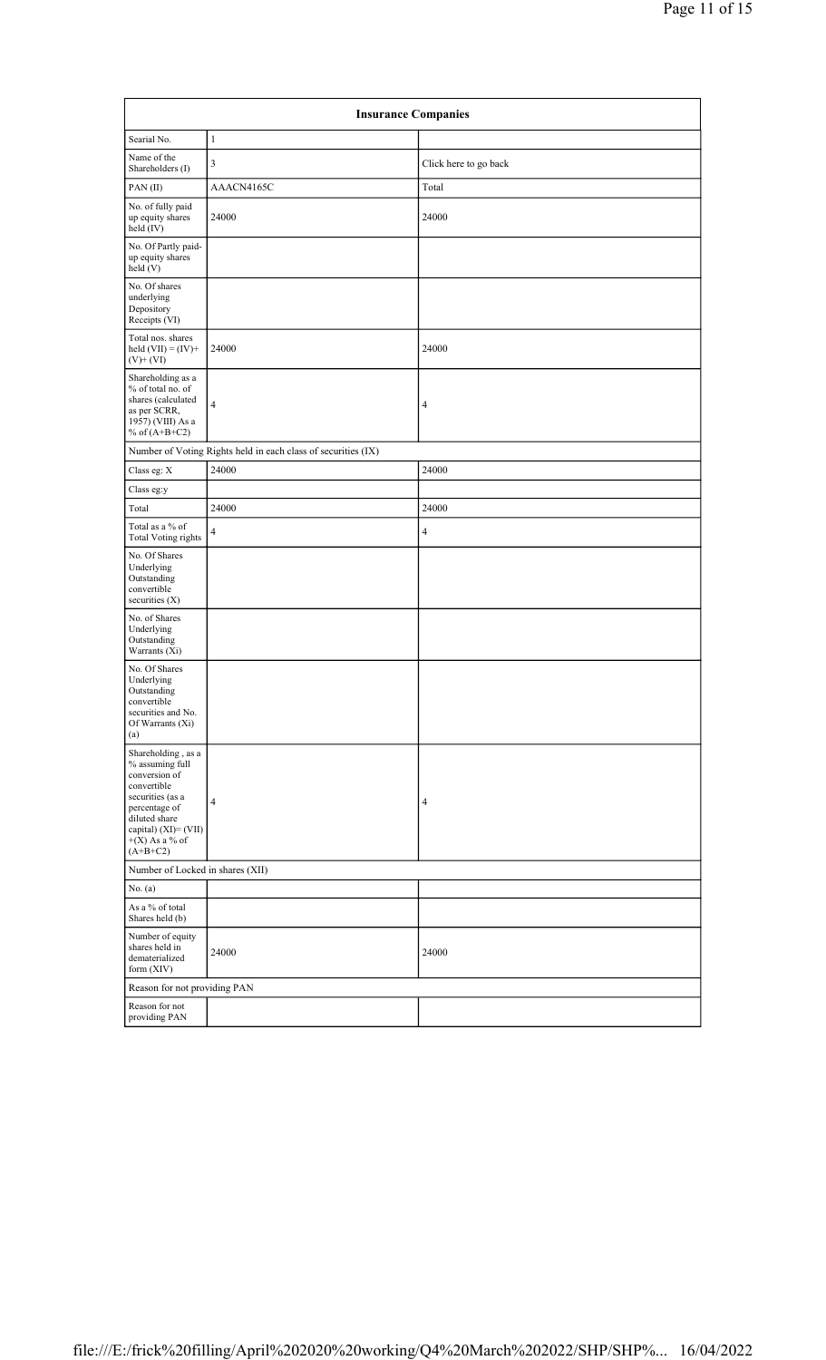| Insurance Companies | | |
|---|---|---|
| Searial No. | 1 | |
| Name of the Shareholders (I) | 3 | Click here to go back |
| PAN (II) | AAACN4165C | Total |
| No. of fully paid up equity shares held (IV) | 24000 | 24000 |
| No. Of Partly paid-up equity shares held (V) | | |
| No. Of shares underlying Depository Receipts (VI) | | |
| Total nos. shares held (VII) = (IV)+ (V)+ (VI) | 24000 | 24000 |
| Shareholding as a % of total no. of shares (calculated as per SCRR, 1957) (VIII) As a % of (A+B+C2) | 4 | 4 |
| Number of Voting Rights held in each class of securities (IX) | | |
| Class eg: X | 24000 | 24000 |
| Class eg:y | | |
| Total | 24000 | 24000 |
| Total as a % of Total Voting rights | 4 | 4 |
| No. Of Shares Underlying Outstanding convertible securities (X) | | |
| No. of Shares Underlying Outstanding Warrants (Xi) | | |
| No. Of Shares Underlying Outstanding convertible securities and No. Of Warrants (Xi) (a) | | |
| Shareholding , as a % assuming full conversion of convertible securities (as a percentage of diluted share capital) (XI)= (VII) +(X) As a % of (A+B+C2) | 4 | 4 |
| Number of Locked in shares (XII) | | |
| No. (a) | | |
| As a % of total Shares held (b) | | |
| Number of equity shares held in dematerialized form (XIV) | 24000 | 24000 |
| Reason for not providing PAN | | |
| Reason for not providing PAN | | |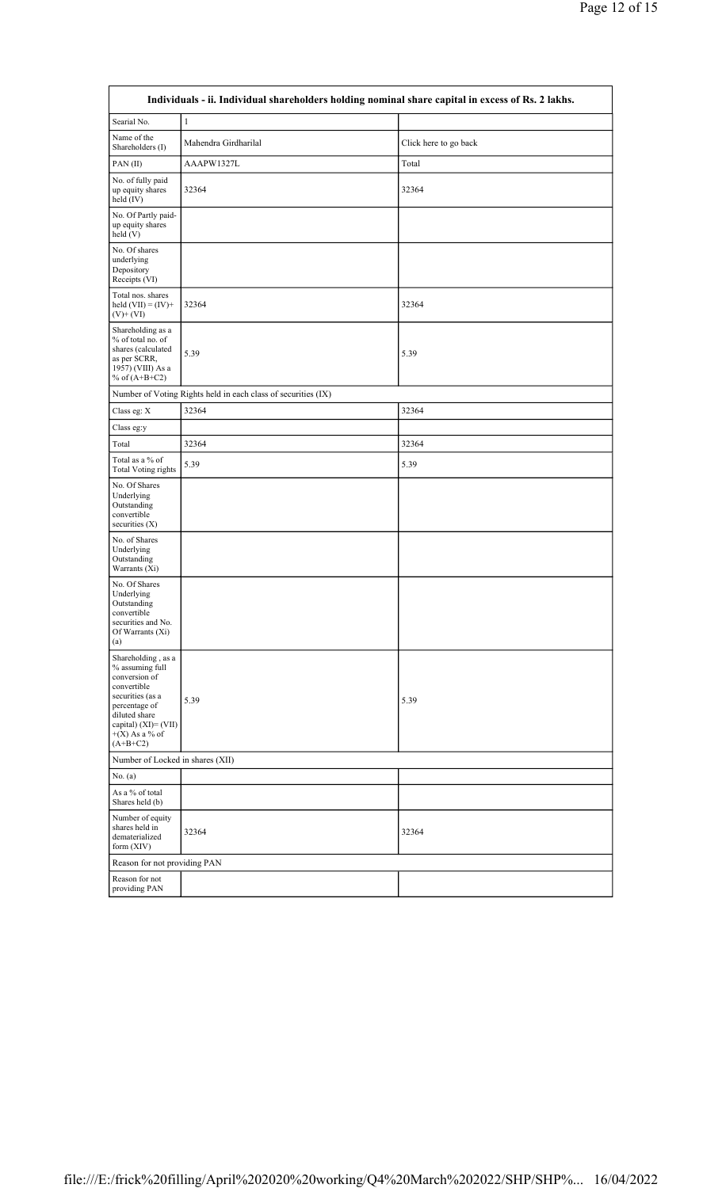| Individuals - ii. Individual shareholders holding nominal share capital in excess of Rs. 2 lakhs. | | |
|---|---|---|
| Searial No. | 1 | |
| Name of the Shareholders (I) | Mahendra Girdharilal | Click here to go back |
| PAN (II) | AAAPW1327L | Total |
| No. of fully paid up equity shares held (IV) | 32364 | 32364 |
| No. Of Partly paid-up equity shares held (V) | | |
| No. Of shares underlying Depository Receipts (VI) | | |
| Total nos. shares held (VII) = (IV)+ (V)+ (VI) | 32364 | 32364 |
| Shareholding as a % of total no. of shares (calculated as per SCRR, 1957) (VIII) As a % of (A+B+C2) | 5.39 | 5.39 |
| Number of Voting Rights held in each class of securities (IX) | | |
| Class eg: X | 32364 | 32364 |
| Class eg:y | | |
| Total | 32364 | 32364 |
| Total as a % of Total Voting rights | 5.39 | 5.39 |
| No. Of Shares Underlying Outstanding convertible securities (X) | | |
| No. of Shares Underlying Outstanding Warrants (Xi) | | |
| No. Of Shares Underlying Outstanding convertible securities and No. Of Warrants (Xi) (a) | | |
| Shareholding , as a % assuming full conversion of convertible securities (as a percentage of diluted share capital) (XI)= (VII) +(X) As a % of (A+B+C2) | 5.39 | 5.39 |
| Number of Locked in shares (XII) | | |
| No. (a) | | |
| As a % of total Shares held (b) | | |
| Number of equity shares held in dematerialized form (XIV) | 32364 | 32364 |
| Reason for not providing PAN | | |
| Reason for not providing PAN | | |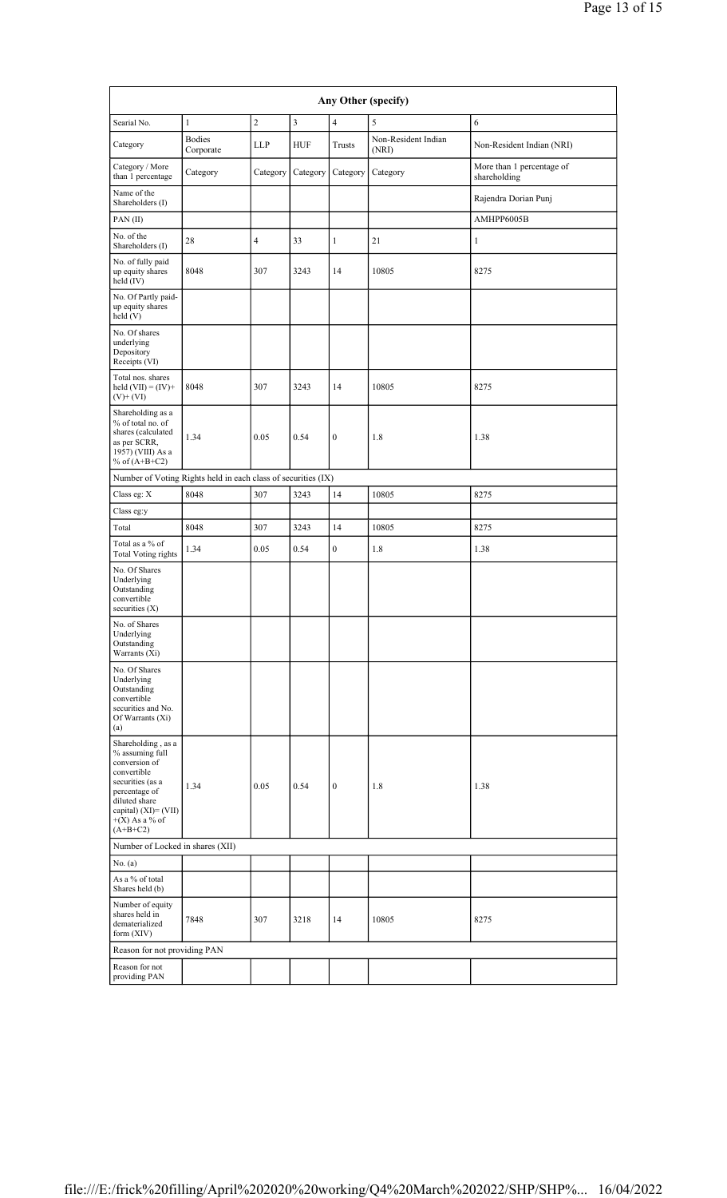| Any Other (specify) | | | | | | |
|---|---|---|---|---|---|---|
| Searial No. | 1 | 2 | 3 | 4 | 5 | 6 |
| Category | Bodies Corporate | LLP | HUF | Trusts | Non-Resident Indian (NRI) | Non-Resident Indian (NRI) |
| Category / More than 1 percentage | Category | Category | Category | Category | Category | More than 1 percentage of shareholding |
| Name of the Shareholders (I) | | | | | | Rajendra Dorian Punj |
| PAN (II) | | | | | | AMHPP6005B |
| No. of the Shareholders (I) | 28 | 4 | 33 | 1 | 21 | 1 |
| No. of fully paid up equity shares held (IV) | 8048 | 307 | 3243 | 14 | 10805 | 8275 |
| No. Of Partly paid-up equity shares held (V) | | | | | | |
| No. Of shares underlying Depository Receipts (VI) | | | | | | |
| Total nos. shares held (VII) = (IV)+ (V)+ (VI) | 8048 | 307 | 3243 | 14 | 10805 | 8275 |
| Shareholding as a % of total no. of shares (calculated as per SCRR, 1957) (VIII) As a % of (A+B+C2) | 1.34 | 0.05 | 0.54 | 0 | 1.8 | 1.38 |
| Number of Voting Rights held in each class of securities (IX) | | | | | | |
| Class eg: X | 8048 | 307 | 3243 | 14 | 10805 | 8275 |
| Class eg:y | | | | | | |
| Total | 8048 | 307 | 3243 | 14 | 10805 | 8275 |
| Total as a % of Total Voting rights | 1.34 | 0.05 | 0.54 | 0 | 1.8 | 1.38 |
| No. Of Shares Underlying Outstanding convertible securities (X) | | | | | | |
| No. of Shares Underlying Outstanding Warrants (Xi) | | | | | | |
| No. Of Shares Underlying Outstanding convertible securities and No. Of Warrants (Xi) (a) | | | | | | |
| Shareholding , as a % assuming full conversion of convertible securities (as a percentage of diluted share capital) (XI)= (VII) +(X) As a % of (A+B+C2) | 1.34 | 0.05 | 0.54 | 0 | 1.8 | 1.38 |
| Number of Locked in shares (XII) | | | | | | |
| No. (a) | | | | | | |
| As a % of total Shares held (b) | | | | | | |
| Number of equity shares held in dematerialized form (XIV) | 7848 | 307 | 3218 | 14 | 10805 | 8275 |
| Reason for not providing PAN | | | | | | |
| Reason for not providing PAN | | | | | | |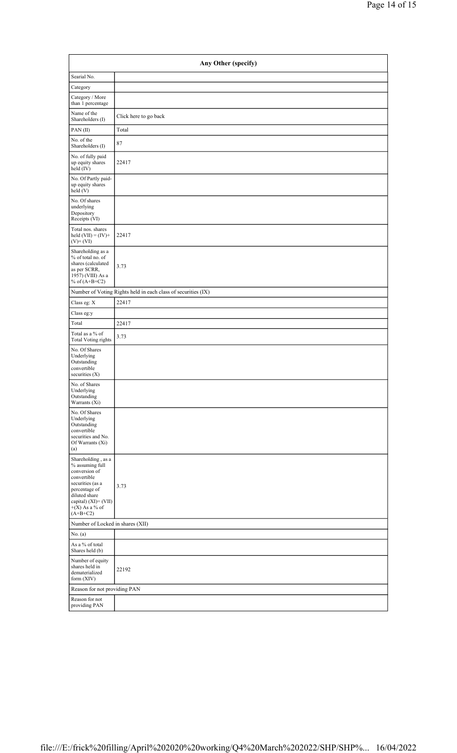| Any Other (specify) | |
|---|---|
| Searial No. | |
| Category | |
| Category / More than 1 percentage | |
| Name of the Shareholders (I) | Click here to go back |
| PAN (II) | Total |
| No. of the Shareholders (I) | 87 |
| No. of fully paid up equity shares held (IV) | 22417 |
| No. Of Partly paid-up equity shares held (V) | |
| No. Of shares underlying Depository Receipts (VI) | |
| Total nos. shares held (VII) = (IV)+ (V)+ (VI) | 22417 |
| Shareholding as a % of total no. of shares (calculated as per SCRR, 1957) (VIII) As a % of (A+B+C2) | 3.73 |
| Number of Voting Rights held in each class of securities (IX) | |
| Class eg: X | 22417 |
| Class eg:y | |
| Total | 22417 |
| Total as a % of Total Voting rights | 3.73 |
| No. Of Shares Underlying Outstanding convertible securities (X) | |
| No. of Shares Underlying Outstanding Warrants (Xi) | |
| No. Of Shares Underlying Outstanding convertible securities and No. Of Warrants (Xi) (a) | |
| Shareholding , as a % assuming full conversion of convertible securities (as a percentage of diluted share capital) (XI)= (VII)+(X) As a % of (A+B+C2) | 3.73 |
| Number of Locked in shares (XII) | |
| No. (a) | |
| As a % of total Shares held (b) | |
| Number of equity shares held in dematerialized form (XIV) | 22192 |
| Reason for not providing PAN | |
| Reason for not providing PAN | |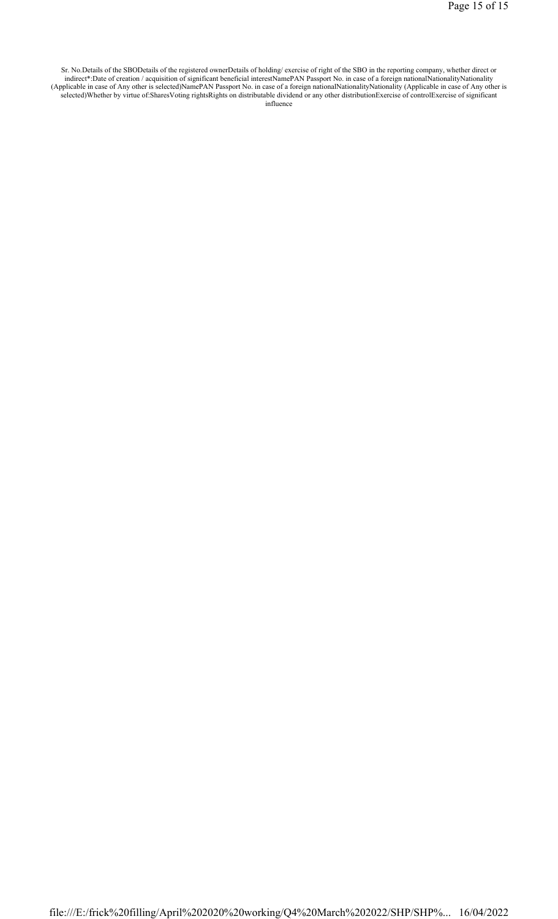| Sr. No. | Details of the SBO | | | | Details of the registered owner | | | | Details of holding/ exercise of right of the SBO in the reporting company, whether direct or indirect*: | | | | | Date of creation / acquisition of significant beneficial interest |
|---|---|---|---|---|---|---|---|---|---|---|---|---|---|---|
| | Name | PAN | Passport No. in case of a foreign national | Nationality | Nationality (Applicable in case of Any other is selected) | Name | PAN | Passport No. in case of a foreign national | Nationality | Nationality (Applicable in case of Any other is selected) | Whether by virtue of: | | | | |
| | | | | | | | | | | | Shares | Voting rights | Rights on distributable dividend or any other distribution | Exercise of control | Exercise of significant influence | |